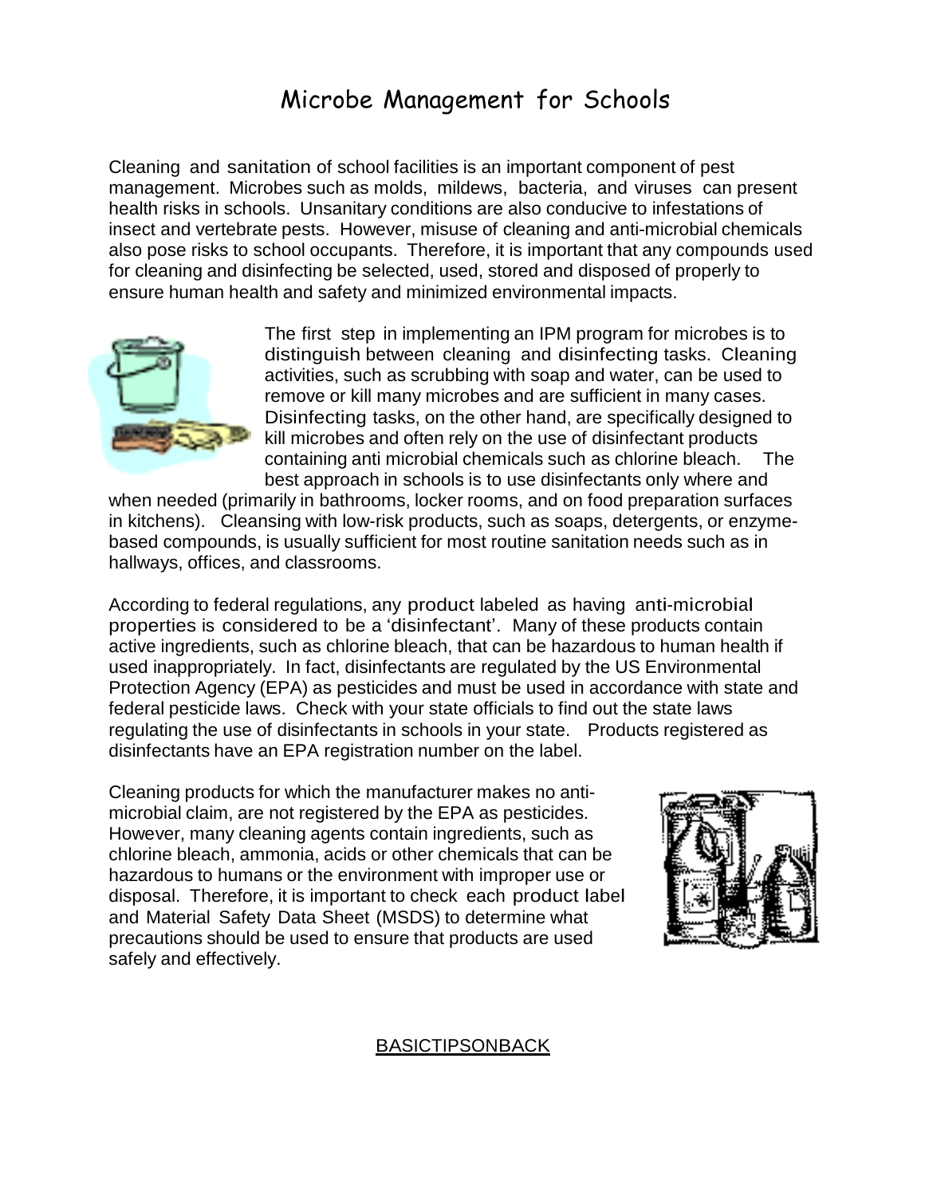# Microbe Management for Schools

Cleaning and sanitation of school facilities is an important component of pest management. Microbes such as molds, mildews, bacteria, and viruses can present health risks in schools. Unsanitary conditions are also conducive to infestations of insect and vertebrate pests. However, misuse of cleaning and anti-microbial chemicals also pose risks to school occupants. Therefore, it is important that any compounds used for cleaning and disinfecting be selected, used, stored and disposed of properly to ensure human health and safety and minimized environmental impacts.

The first step in implementing an IPM program for microbes is to distinguish between cleaning and disinfecting tasks. Cleaning activities, such as scrubbing with soap and water, can be used to remove or kill many microbes and are sufficient in many cases. Disinfecting tasks, on the other hand, are specifically designed to kill microbes and often rely on the use of disinfectant products containing anti microbial chemicals such as chlorine bleach. The best approach in schools is to use disinfectants only where and when needed (primarily in bathrooms, locker rooms, and on food preparation surfaces in kitchens). Cleansing with low-risk products, such as soaps, detergents, or enzyme-based compounds, is usually sufficient for most routine sanitation needs such as in hallways, offices, and classrooms.

According to federal regulations, any product labeled as having anti-microbial properties is considered to be a 'disinfectant'. Many of these products contain active ingredients, such as chlorine bleach, that can be hazardous to human health if used inappropriately. In fact, disinfectants are regulated by the US Environmental Protection Agency (EPA) as pesticides and must be used in accordance with state and federal pesticide laws. Check with your state officials to find out the state laws regulating the use of disinfectants in schools in your state. Products registered as disinfectants have an EPA registration number on the label.

Cleaning products for which the manufacturer makes no anti-microbial claim, are not registered by the EPA as pesticides. However, many cleaning agents contain ingredients, such as chlorine bleach, ammonia, acids or other chemicals that can be hazardous to humans or the environment with improper use or disposal. Therefore, it is important to check each product label and Material Safety Data Sheet (MSDS) to determine what precautions should be used to ensure that products are used safely and effectively.

BASICTIPSONBACK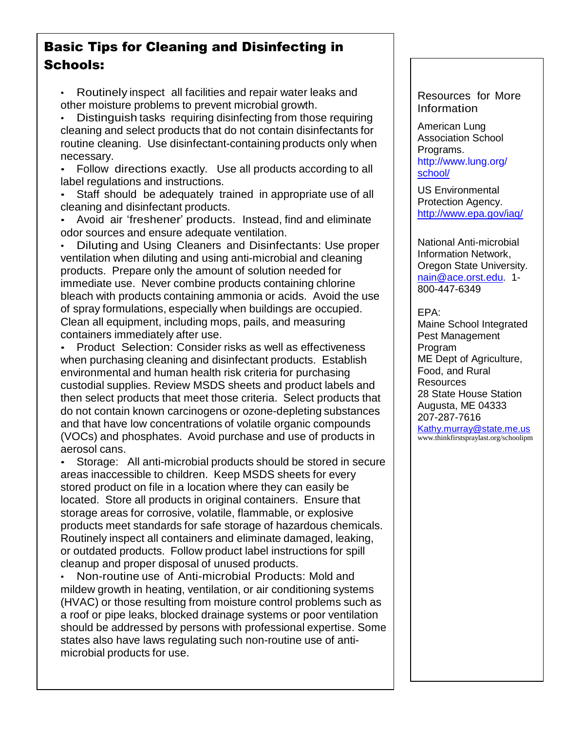## Basic Tips for Cleaning and Disinfecting in Schools:

- Routinely inspect all facilities and repair water leaks and other moisture problems to prevent microbial growth.
- Distinguish tasks requiring disinfecting from those requiring cleaning and select products that do not contain disinfectants for routine cleaning. Use disinfectant-containing products only when necessary.
- Follow directions exactly. Use all products according to all label regulations and instructions.
- Staff should be adequately trained in appropriate use of all cleaning and disinfectant products.
- Avoid air 'freshener' products. Instead, find and eliminate odor sources and ensure adequate ventilation.
- Diluting and Using Cleaners and Disinfectants: Use proper ventilation when diluting and using anti-microbial and cleaning products. Prepare only the amount of solution needed for immediate use. Never combine products containing chlorine bleach with products containing ammonia or acids. Avoid the use of spray formulations, especially when buildings are occupied. Clean all equipment, including mops, pails, and measuring containers immediately after use.
- Product Selection: Consider risks as well as effectiveness when purchasing cleaning and disinfectant products. Establish environmental and human health risk criteria for purchasing custodial supplies. Review MSDS sheets and product labels and then select products that meet those criteria. Select products that do not contain known carcinogens or ozone-depleting substances and that have low concentrations of volatile organic compounds (VOCs) and phosphates. Avoid purchase and use of products in aerosol cans.
- Storage: All anti-microbial products should be stored in secure areas inaccessible to children. Keep MSDS sheets for every stored product on file in a location where they can easily be located. Store all products in original containers. Ensure that storage areas for corrosive, volatile, flammable, or explosive products meet standards for safe storage of hazardous chemicals. Routinely inspect all containers and eliminate damaged, leaking, or outdated products. Follow product label instructions for spill cleanup and proper disposal of unused products.
- Non-routine use of Anti-microbial Products: Mold and mildew growth in heating, ventilation, or air conditioning systems (HVAC) or those resulting from moisture control problems such as a roof or pipe leaks, blocked drainage systems or poor ventilation should be addressed by persons with professional expertise. Some states also have laws regulating such non-routine use of anti-microbial products for use.

### Resources for More Information

American Lung Association School Programs.
http://www.lung.org/school/

US Environmental Protection Agency.
http://www.epa.gov/iaq/

National Anti-microbial Information Network, Oregon State University.
nain@ace.orst.edu. 1-800-447-6349

EPA:
Maine School Integrated Pest Management Program
ME Dept of Agriculture, Food, and Rural Resources
28 State House Station
Augusta, ME 04333
207-287-7616
Kathy.murray@state.me.us
www.thinkfirstspraylast.org/schoolipm